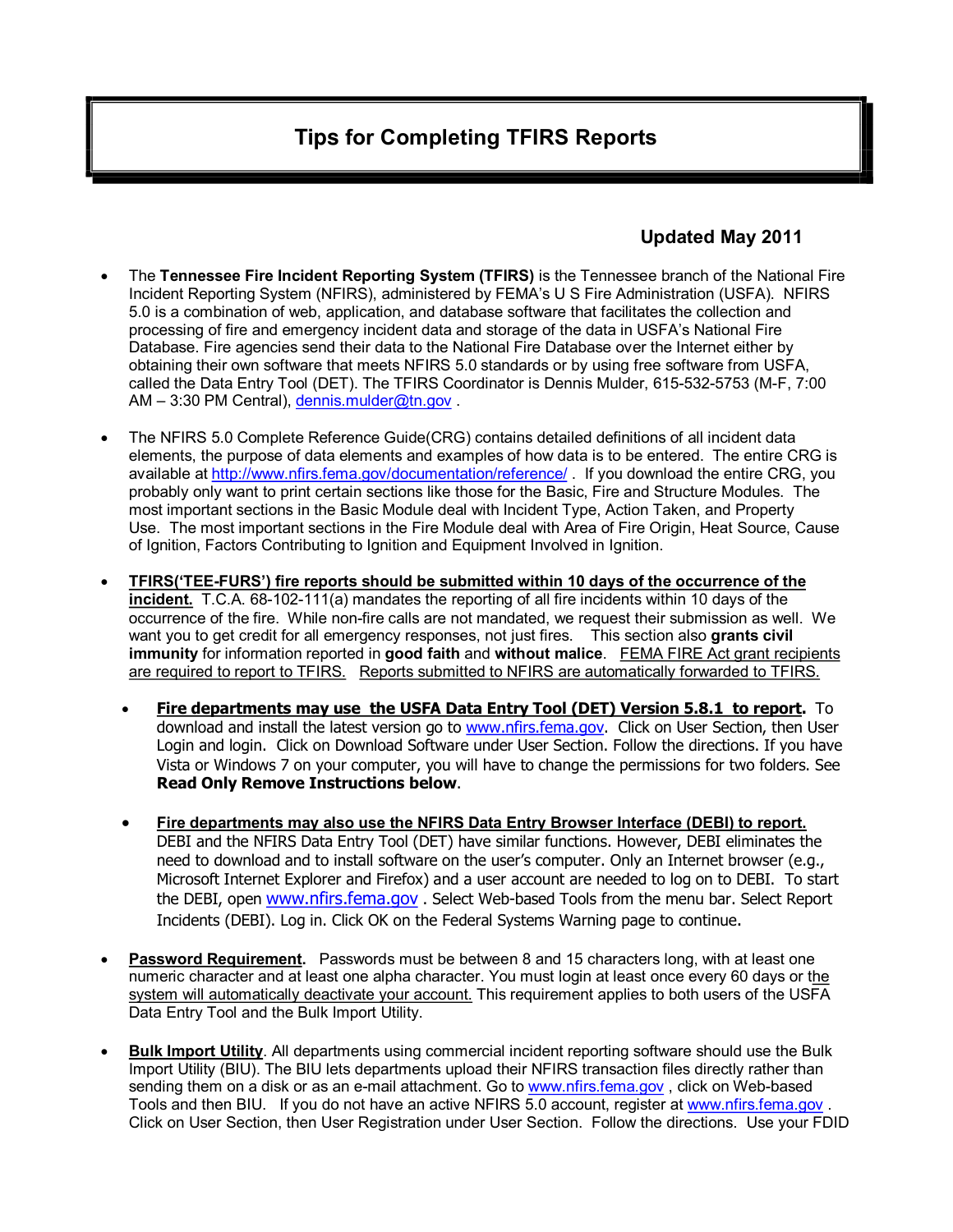# Tips for Completing TFIRS Reports

**Updated May 2011**

- The **Tennessee Fire Incident Reporting System (TFIRS)** is the Tennessee branch of the National Fire Incident Reporting System (NFIRS), administered by FEMA's U S Fire Administration (USFA). NFIRS 5.0 is a combination of web, application, and database software that facilitates the collection and processing of fire and emergency incident data and storage of the data in USFA's National Fire Database. Fire agencies send their data to the National Fire Database over the Internet either by obtaining their own software that meets NFIRS 5.0 standards or by using free software from USFA, called the Data Entry Tool (DET). The TFIRS Coordinator is Dennis Mulder, 615-532-5753 (M-F, 7:00 AM – 3:30 PM Central), dennis.mulder@tn.gov .

- The NFIRS 5.0 Complete Reference Guide(CRG) contains detailed definitions of all incident data elements, the purpose of data elements and examples of how data is to be entered. The entire CRG is available at http://www.nfirs.fema.gov/documentation/reference/ . If you download the entire CRG, you probably only want to print certain sections like those for the Basic, Fire and Structure Modules. The most important sections in the Basic Module deal with Incident Type, Action Taken, and Property Use. The most important sections in the Fire Module deal with Area of Fire Origin, Heat Source, Cause of Ignition, Factors Contributing to Ignition and Equipment Involved in Ignition.

- **TFIRS('TEE-FURS') fire reports should be submitted within 10 days of the occurrence of the incident.** T.C.A. 68-102-111(a) mandates the reporting of all fire incidents within 10 days of the occurrence of the fire. While non-fire calls are not mandated, we request their submission as well. We want you to get credit for all emergency responses, not just fires. This section also **grants civil immunity** for information reported in **good faith** and **without malice**. FEMA FIRE Act grant recipients are required to report to TFIRS. Reports submitted to NFIRS are automatically forwarded to TFIRS.

  - **Fire departments may use the USFA Data Entry Tool (DET) Version 5.8.1 to report.** To download and install the latest version go to www.nfirs.fema.gov. Click on User Section, then User Login and login. Click on Download Software under User Section. Follow the directions. If you have Vista or Windows 7 on your computer, you will have to change the permissions for two folders. See **Read Only Remove Instructions below**.

  - **Fire departments may also use the NFIRS Data Entry Browser Interface (DEBI) to report.** DEBI and the NFIRS Data Entry Tool (DET) have similar functions. However, DEBI eliminates the need to download and to install software on the user's computer. Only an Internet browser (e.g., Microsoft Internet Explorer and Firefox) and a user account are needed to log on to DEBI. To start the DEBI, open www.nfirs.fema.gov . Select Web-based Tools from the menu bar. Select Report Incidents (DEBI). Log in. Click OK on the Federal Systems Warning page to continue.

- **Password Requirement.** Passwords must be between 8 and 15 characters long, with at least one numeric character and at least one alpha character. You must login at least once every 60 days or the system will automatically deactivate your account. This requirement applies to both users of the USFA Data Entry Tool and the Bulk Import Utility.

- **Bulk Import Utility**. All departments using commercial incident reporting software should use the Bulk Import Utility (BIU). The BIU lets departments upload their NFIRS transaction files directly rather than sending them on a disk or as an e-mail attachment. Go to www.nfirs.fema.gov , click on Web-based Tools and then BIU. If you do not have an active NFIRS 5.0 account, register at www.nfirs.fema.gov . Click on User Section, then User Registration under User Section. Follow the directions. Use your FDID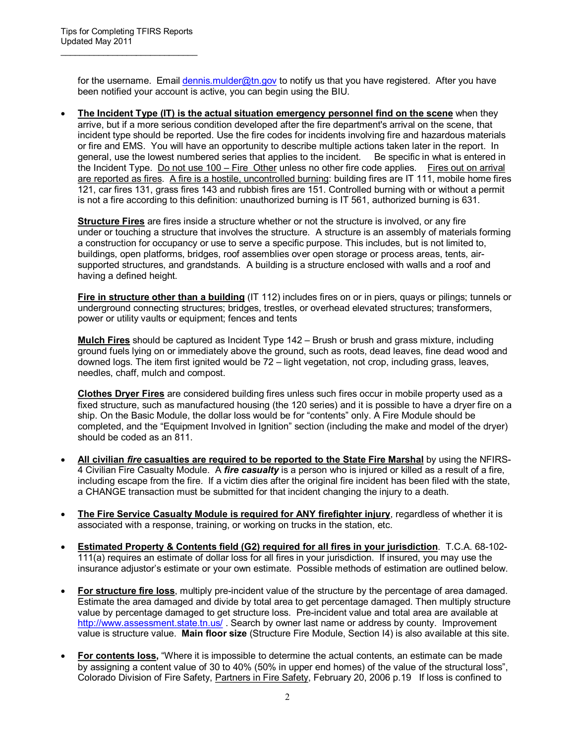for the username. Email dennis.mulder@tn.gov to notify us that you have registered. After you have been notified your account is active, you can begin using the BIU.

- **The Incident Type (IT) is the actual situation emergency personnel find on the scene** when they arrive, but if a more serious condition developed after the fire department's arrival on the scene, that incident type should be reported. Use the fire codes for incidents involving fire and hazardous materials or fire and EMS. You will have an opportunity to describe multiple actions taken later in the report. In general, use the lowest numbered series that applies to the incident. Be specific in what is entered in the Incident Type. Do not use 100 – Fire Other unless no other fire code applies. Fires out on arrival are reported as fires. A fire is a hostile, uncontrolled burning: building fires are IT 111, mobile home fires 121, car fires 131, grass fires 143 and rubbish fires are 151. Controlled burning with or without a permit is not a fire according to this definition: unauthorized burning is IT 561, authorized burning is 631.

  **Structure Fires** are fires inside a structure whether or not the structure is involved, or any fire under or touching a structure that involves the structure. A structure is an assembly of materials forming a construction for occupancy or use to serve a specific purpose. This includes, but is not limited to, buildings, open platforms, bridges, roof assemblies over open storage or process areas, tents, air-supported structures, and grandstands. A building is a structure enclosed with walls and a roof and having a defined height.

  **Fire in structure other than a building** (IT 112) includes fires on or in piers, quays or pilings; tunnels or underground connecting structures; bridges, trestles, or overhead elevated structures; transformers, power or utility vaults or equipment; fences and tents

  **Mulch Fires** should be captured as Incident Type 142 – Brush or brush and grass mixture, including ground fuels lying on or immediately above the ground, such as roots, dead leaves, fine dead wood and downed logs. The item first ignited would be 72 – light vegetation, not crop, including grass, leaves, needles, chaff, mulch and compost.

  **Clothes Dryer Fires** are considered building fires unless such fires occur in mobile property used as a fixed structure, such as manufactured housing (the 120 series) and it is possible to have a dryer fire on a ship. On the Basic Module, the dollar loss would be for "contents" only. A Fire Module should be completed, and the "Equipment Involved in Ignition" section (including the make and model of the dryer) should be coded as an 811.

- **All civilian *fire* casualties are required to be reported to the State Fire Marshal** by using the NFIRS-4 Civilian Fire Casualty Module. A ***fire casualty*** is a person who is injured or killed as a result of a fire, including escape from the fire. If a victim dies after the original fire incident has been filed with the state, a CHANGE transaction must be submitted for that incident changing the injury to a death.

- **The Fire Service Casualty Module is required for ANY firefighter injury**, regardless of whether it is associated with a response, training, or working on trucks in the station, etc.

- **Estimated Property & Contents field (G2) required for all fires in your jurisdiction**. T.C.A. 68-102-111(a) requires an estimate of dollar loss for all fires in your jurisdiction. If insured, you may use the insurance adjustor's estimate or your own estimate. Possible methods of estimation are outlined below.

- **For structure fire loss**, multiply pre-incident value of the structure by the percentage of area damaged. Estimate the area damaged and divide by total area to get percentage damaged. Then multiply structure value by percentage damaged to get structure loss. Pre-incident value and total area are available at http://www.assessment.state.tn.us/ . Search by owner last name or address by county. Improvement value is structure value. **Main floor size** (Structure Fire Module, Section I4) is also available at this site.

- **For contents loss,** "Where it is impossible to determine the actual contents, an estimate can be made by assigning a content value of 30 to 40% (50% in upper end homes) of the value of the structural loss", Colorado Division of Fire Safety, Partners in Fire Safety, February 20, 2006 p.19 If loss is confined to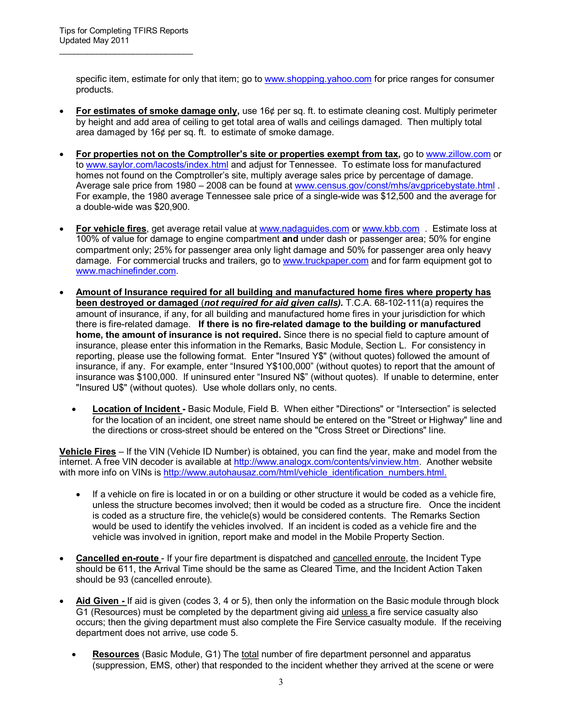specific item, estimate for only that item; go to www.shopping.yahoo.com for price ranges for consumer products.

- **For estimates of smoke damage only,** use 16¢ per sq. ft. to estimate cleaning cost. Multiply perimeter by height and add area of ceiling to get total area of walls and ceilings damaged. Then multiply total area damaged by 16¢ per sq. ft. to estimate of smoke damage.

- **For properties not on the Comptroller's site or properties exempt from tax,** go to www.zillow.com or to www.saylor.com/lacosts/index.html and adjust for Tennessee. To estimate loss for manufactured homes not found on the Comptroller's site, multiply average sales price by percentage of damage. Average sale price from 1980 – 2008 can be found at www.census.gov/const/mhs/avgpricebystate.html . For example, the 1980 average Tennessee sale price of a single-wide was $12,500 and the average for a double-wide was $20,900.

- **For vehicle fires**, get average retail value at www.nadaguides.com or www.kbb.com . Estimate loss at 100% of value for damage to engine compartment **and** under dash or passenger area; 50% for engine compartment only; 25% for passenger area only light damage and 50% for passenger area only heavy damage. For commercial trucks and trailers, go to www.truckpaper.com and for farm equipment got to www.machinefinder.com.

- **Amount of Insurance required for all building and manufactured home fires where property has been destroyed or damaged (*not required for aid given calls*).** T.C.A. 68-102-111(a) requires the amount of insurance, if any, for all building and manufactured home fires in your jurisdiction for which there is fire-related damage. **If there is no fire-related damage to the building or manufactured home, the amount of insurance is not required.** Since there is no special field to capture amount of insurance, please enter this information in the Remarks, Basic Module, Section L. For consistency in reporting, please use the following format. Enter "Insured Y$" (without quotes) followed the amount of insurance, if any. For example, enter "Insured Y$100,000" (without quotes) to report that the amount of insurance was $100,000. If uninsured enter "Insured N$" (without quotes). If unable to determine, enter "Insured U$" (without quotes). Use whole dollars only, no cents.

  - **Location of Incident -** Basic Module, Field B. When either "Directions" or "Intersection" is selected for the location of an incident, one street name should be entered on the "Street or Highway" line and the directions or cross-street should be entered on the "Cross Street or Directions" line.

**Vehicle Fires** – If the VIN (Vehicle ID Number) is obtained, you can find the year, make and model from the internet. A free VIN decoder is available at http://www.analogx.com/contents/vinview.htm. Another website with more info on VINs is http://www.autohausaz.com/html/vehicle_identification_numbers.html.

  - If a vehicle on fire is located in or on a building or other structure it would be coded as a vehicle fire, unless the structure becomes involved; then it would be coded as a structure fire. Once the incident is coded as a structure fire, the vehicle(s) would be considered contents. The Remarks Section would be used to identify the vehicles involved. If an incident is coded as a vehicle fire and the vehicle was involved in ignition, report make and model in the Mobile Property Section.

- **Cancelled en-route** - If your fire department is dispatched and cancelled enroute, the Incident Type should be 611, the Arrival Time should be the same as Cleared Time, and the Incident Action Taken should be 93 (cancelled enroute).

- **Aid Given -** If aid is given (codes 3, 4 or 5), then only the information on the Basic module through block G1 (Resources) must be completed by the department giving aid unless a fire service casualty also occurs; then the giving department must also complete the Fire Service casualty module. If the receiving department does not arrive, use code 5.

  - **Resources** (Basic Module, G1) The total number of fire department personnel and apparatus (suppression, EMS, other) that responded to the incident whether they arrived at the scene or were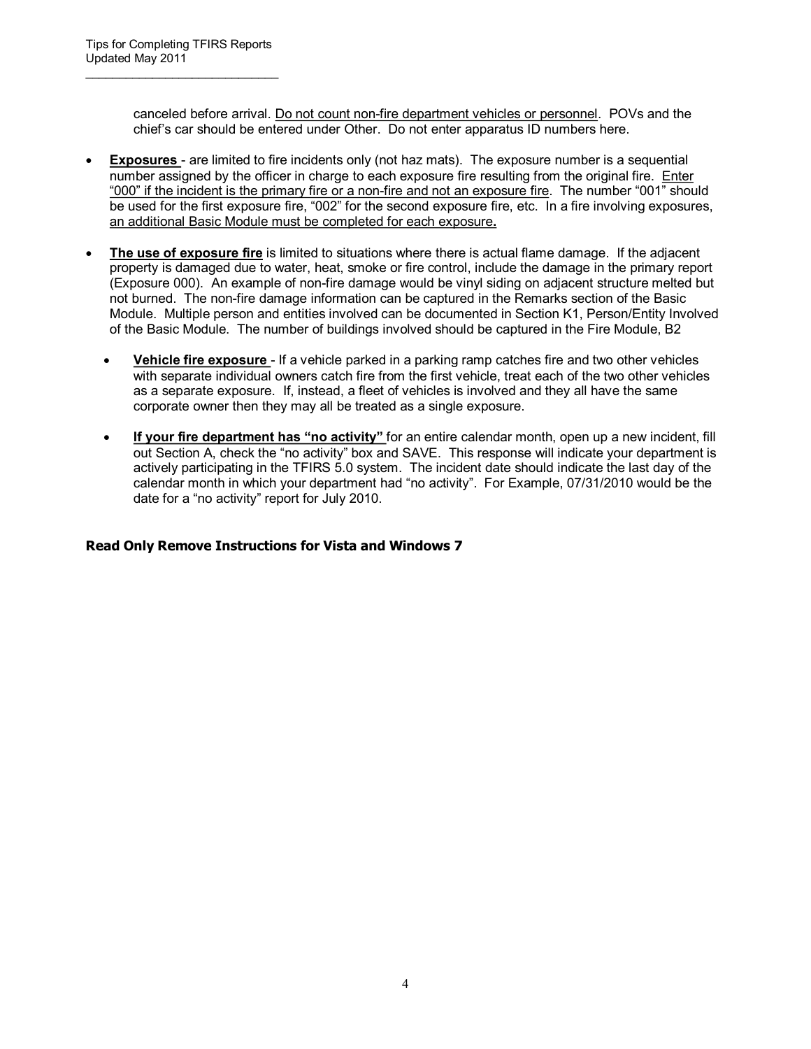canceled before arrival. <u>Do not count non-fire department vehicles or personnel</u>. POVs and the chief's car should be entered under Other. Do not enter apparatus ID numbers here.

- **<u>Exposures</u>** - are limited to fire incidents only (not haz mats). The exposure number is a sequential number assigned by the officer in charge to each exposure fire resulting from the original fire. <u>Enter "000" if the incident is the primary fire or a non-fire and not an exposure fire</u>. The number "001" should be used for the first exposure fire, "002" for the second exposure fire, etc. In a fire involving exposures, <u>an additional Basic Module must be completed for each exposure</u>**.**

- **<u>The use of exposure fire</u>** is limited to situations where there is actual flame damage. If the adjacent property is damaged due to water, heat, smoke or fire control, include the damage in the primary report (Exposure 000). An example of non-fire damage would be vinyl siding on adjacent structure melted but not burned. The non-fire damage information can be captured in the Remarks section of the Basic Module. Multiple person and entities involved can be documented in Section K1, Person/Entity Involved of the Basic Module. The number of buildings involved should be captured in the Fire Module, B2

  - **<u>Vehicle fire exposure</u>** - If a vehicle parked in a parking ramp catches fire and two other vehicles with separate individual owners catch fire from the first vehicle, treat each of the two other vehicles as a separate exposure. If, instead, a fleet of vehicles is involved and they all have the same corporate owner then they may all be treated as a single exposure.

  - **<u>If your fire department has "no activity"</u>** for an entire calendar month, open up a new incident, fill out Section A, check the "no activity" box and SAVE. This response will indicate your department is actively participating in the TFIRS 5.0 system. The incident date should indicate the last day of the calendar month in which your department had "no activity". For Example, 07/31/2010 would be the date for a "no activity" report for July 2010.

### Read Only Remove Instructions for Vista and Windows 7